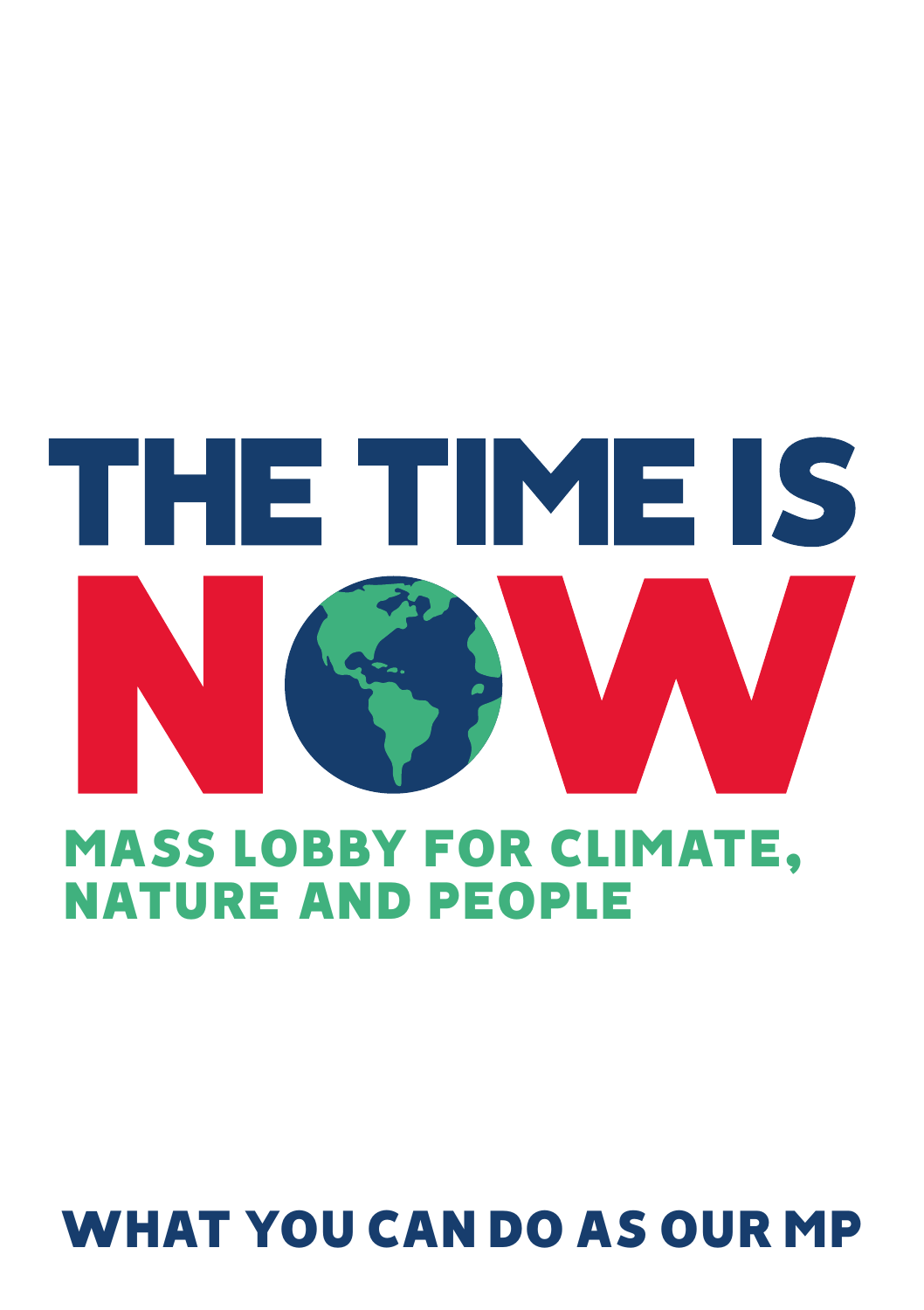# THE TIME IS NOW

## MASS LOBBY FOR CLIMATE, NATURE AND PEOPLE

## WHAT YOU CAN DO AS OUR MP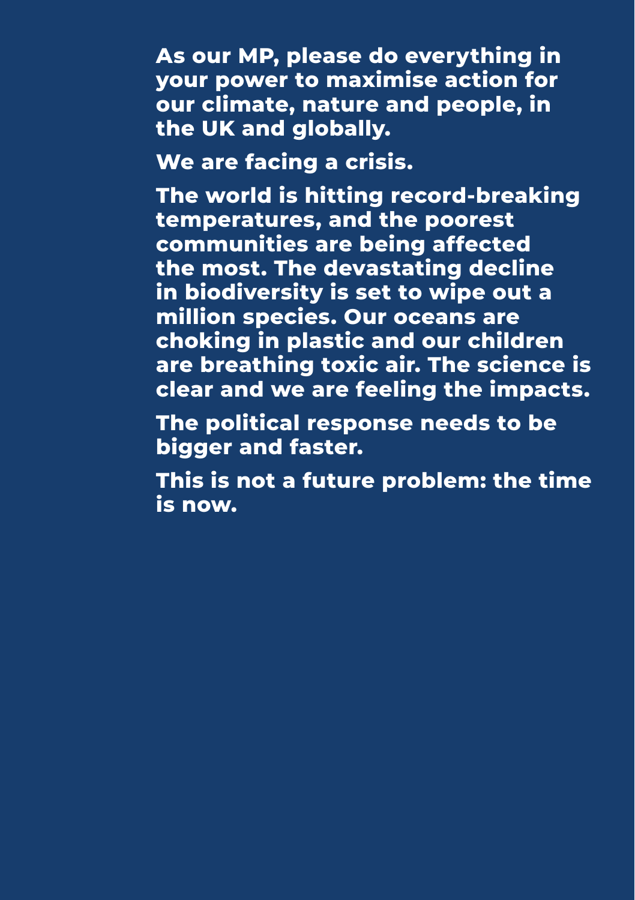**As our MP, please do everything in your power to maximise action for our climate, nature and people, in the UK and globally.**

**We are facing a crisis.**

**The world is hitting record-breaking temperatures, and the poorest communities are being affected the most. The devastating decline in biodiversity is set to wipe out a million species. Our oceans are choking in plastic and our children are breathing toxic air. The science is clear and we are feeling the impacts.**

**The political response needs to be bigger and faster.**

**This is not a future problem: the time is now.**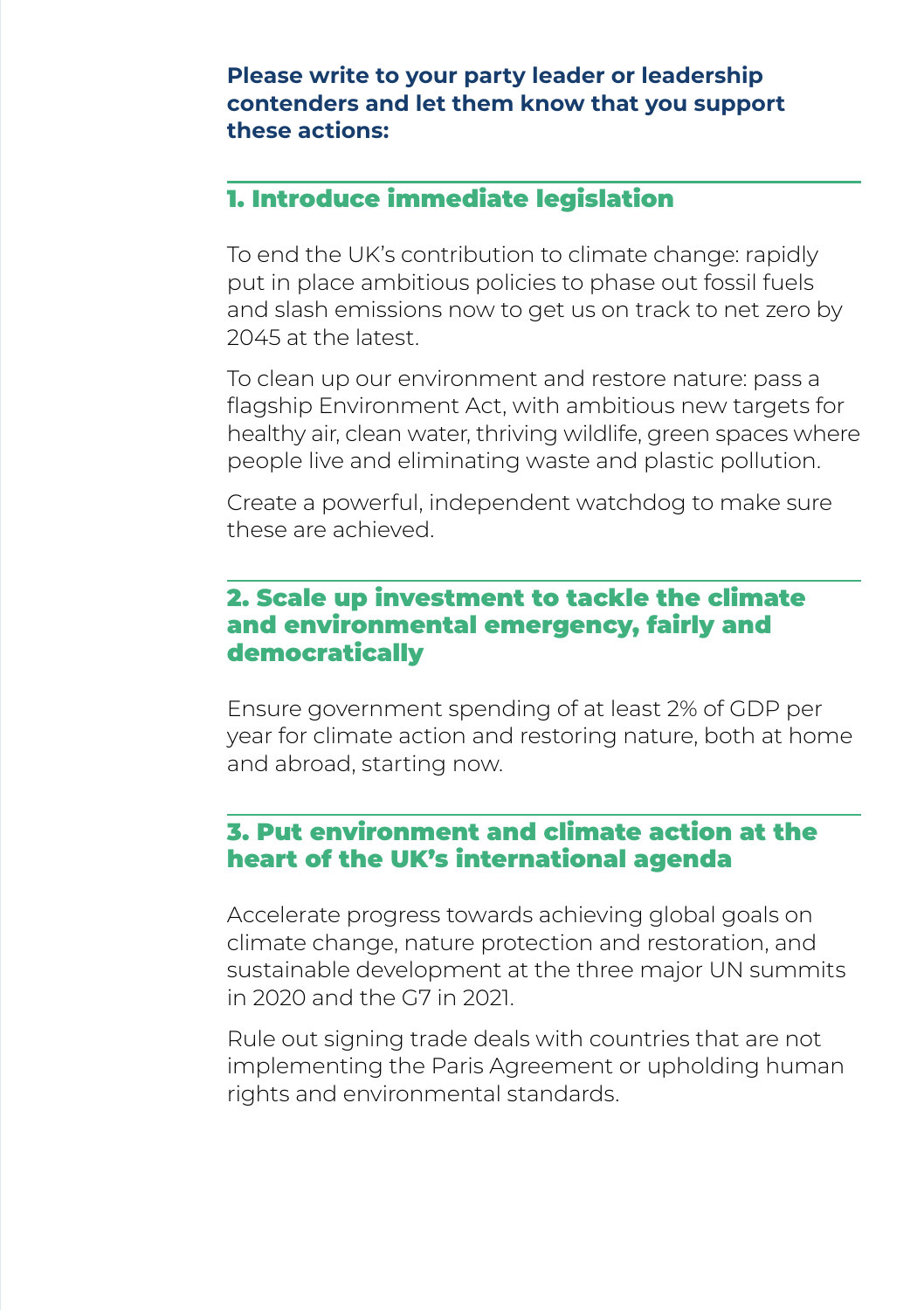**Please write to your party leader or leadership contenders and let them know that you support these actions:**

## 1. Introduce immediate legislation

To end the UK's contribution to climate change: rapidly put in place ambitious policies to phase out fossil fuels and slash emissions now to get us on track to net zero by 2045 at the latest.

To clean up our environment and restore nature: pass a flagship Environment Act, with ambitious new targets for healthy air, clean water, thriving wildlife, green spaces where people live and eliminating waste and plastic pollution.

Create a powerful, independent watchdog to make sure these are achieved.

## 2. Scale up investment to tackle the climate and environmental emergency, fairly and democratically

Ensure government spending of at least 2% of GDP per year for climate action and restoring nature, both at home and abroad, starting now.

## 3. Put environment and climate action at the heart of the UK's international agenda

Accelerate progress towards achieving global goals on climate change, nature protection and restoration, and sustainable development at the three major UN summits in 2020 and the G7 in 2021.

Rule out signing trade deals with countries that are not implementing the Paris Agreement or upholding human rights and environmental standards.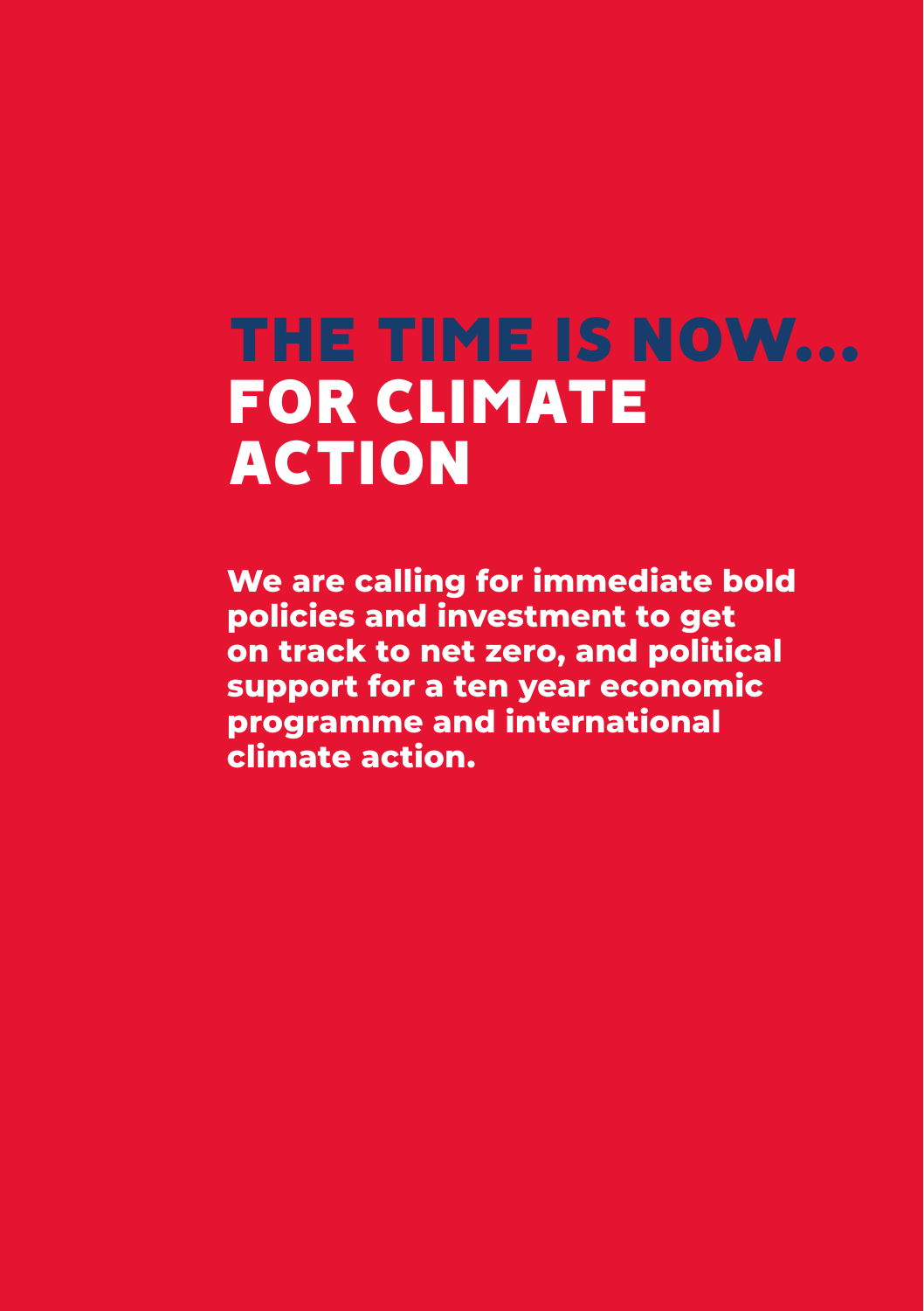# THE TIME IS NOW... FOR CLIMATE ACTION

**We are calling for immediate bold policies and investment to get on track to net zero, and political support for a ten year economic programme and international climate action.**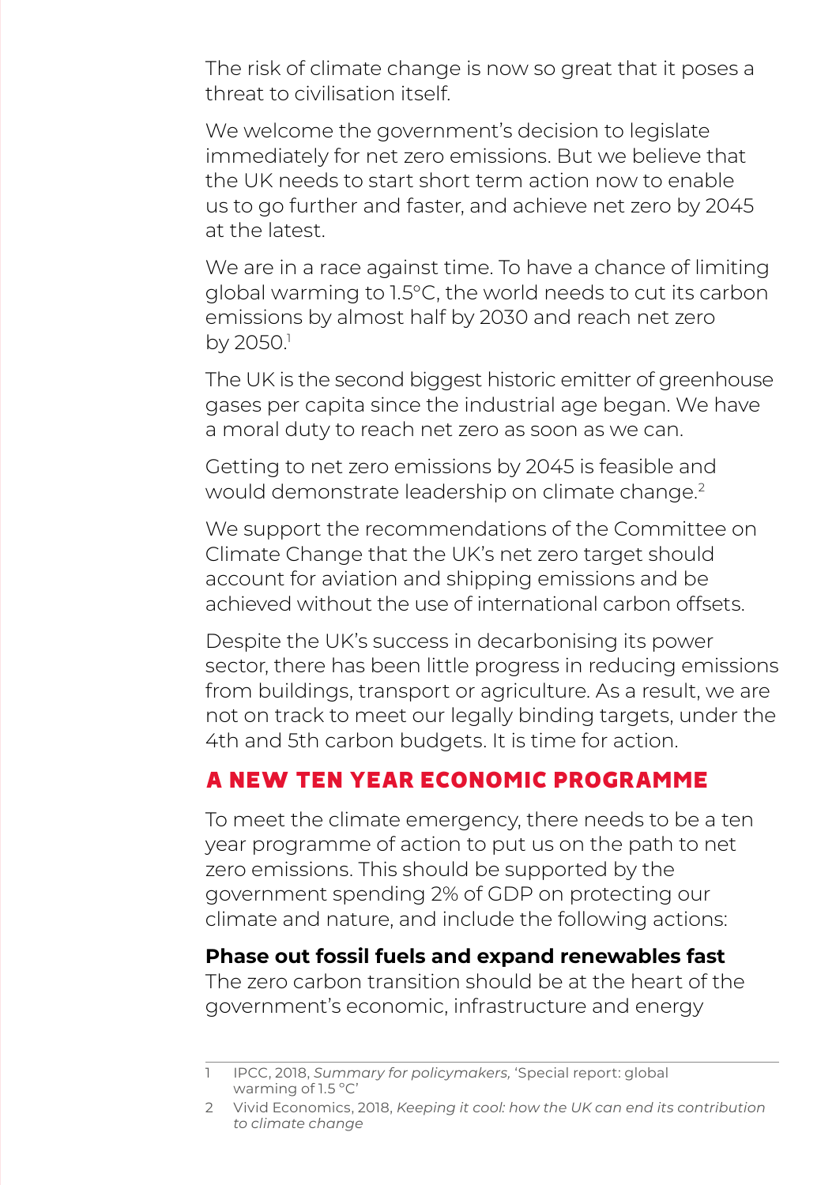The risk of climate change is now so great that it poses a threat to civilisation itself.

We welcome the government's decision to legislate immediately for net zero emissions. But we believe that the UK needs to start short term action now to enable us to go further and faster, and achieve net zero by 2045 at the latest.

We are in a race against time. To have a chance of limiting global warming to 1.5°C, the world needs to cut its carbon emissions by almost half by 2030 and reach net zero by 2050.[1]

The UK is the second biggest historic emitter of greenhouse gases per capita since the industrial age began. We have a moral duty to reach net zero as soon as we can.

Getting to net zero emissions by 2045 is feasible and would demonstrate leadership on climate change.[2]

We support the recommendations of the Committee on Climate Change that the UK's net zero target should account for aviation and shipping emissions and be achieved without the use of international carbon offsets.

Despite the UK's success in decarbonising its power sector, there has been little progress in reducing emissions from buildings, transport or agriculture. As a result, we are not on track to meet our legally binding targets, under the 4th and 5th carbon budgets. It is time for action.

## A NEW TEN YEAR ECONOMIC PROGRAMME

To meet the climate emergency, there needs to be a ten year programme of action to put us on the path to net zero emissions. This should be supported by the government spending 2% of GDP on protecting our climate and nature, and include the following actions:

**Phase out fossil fuels and expand renewables fast**
The zero carbon transition should be at the heart of the government's economic, infrastructure and energy

---

1 IPCC, 2018, *Summary for policymakers,* 'Special report: global warming of 1.5 °C'

2 Vivid Economics, 2018, *Keeping it cool: how the UK can end its contribution to climate change*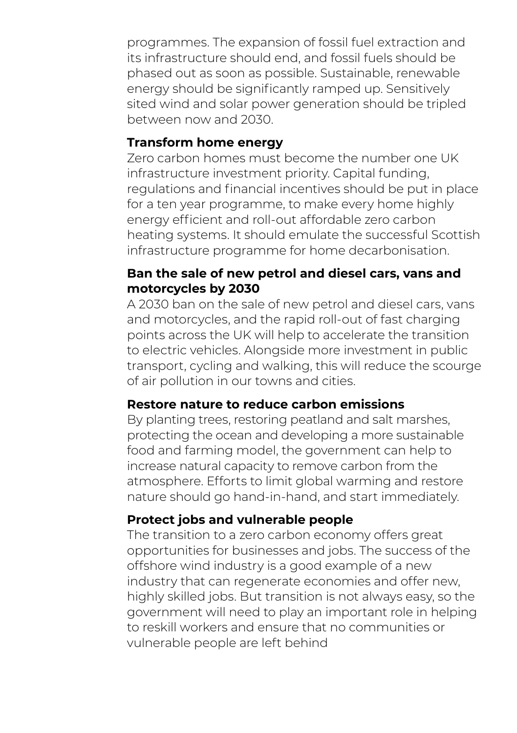programmes. The expansion of fossil fuel extraction and its infrastructure should end, and fossil fuels should be phased out as soon as possible. Sustainable, renewable energy should be significantly ramped up. Sensitively sited wind and solar power generation should be tripled between now and 2030.

**Transform home energy**

Zero carbon homes must become the number one UK infrastructure investment priority. Capital funding, regulations and financial incentives should be put in place for a ten year programme, to make every home highly energy efficient and roll-out affordable zero carbon heating systems. It should emulate the successful Scottish infrastructure programme for home decarbonisation.

**Ban the sale of new petrol and diesel cars, vans and motorcycles by 2030**

A 2030 ban on the sale of new petrol and diesel cars, vans and motorcycles, and the rapid roll-out of fast charging points across the UK will help to accelerate the transition to electric vehicles. Alongside more investment in public transport, cycling and walking, this will reduce the scourge of air pollution in our towns and cities.

**Restore nature to reduce carbon emissions**

By planting trees, restoring peatland and salt marshes, protecting the ocean and developing a more sustainable food and farming model, the government can help to increase natural capacity to remove carbon from the atmosphere. Efforts to limit global warming and restore nature should go hand-in-hand, and start immediately.

**Protect jobs and vulnerable people**

The transition to a zero carbon economy offers great opportunities for businesses and jobs. The success of the offshore wind industry is a good example of a new industry that can regenerate economies and offer new, highly skilled jobs. But transition is not always easy, so the government will need to play an important role in helping to reskill workers and ensure that no communities or vulnerable people are left behind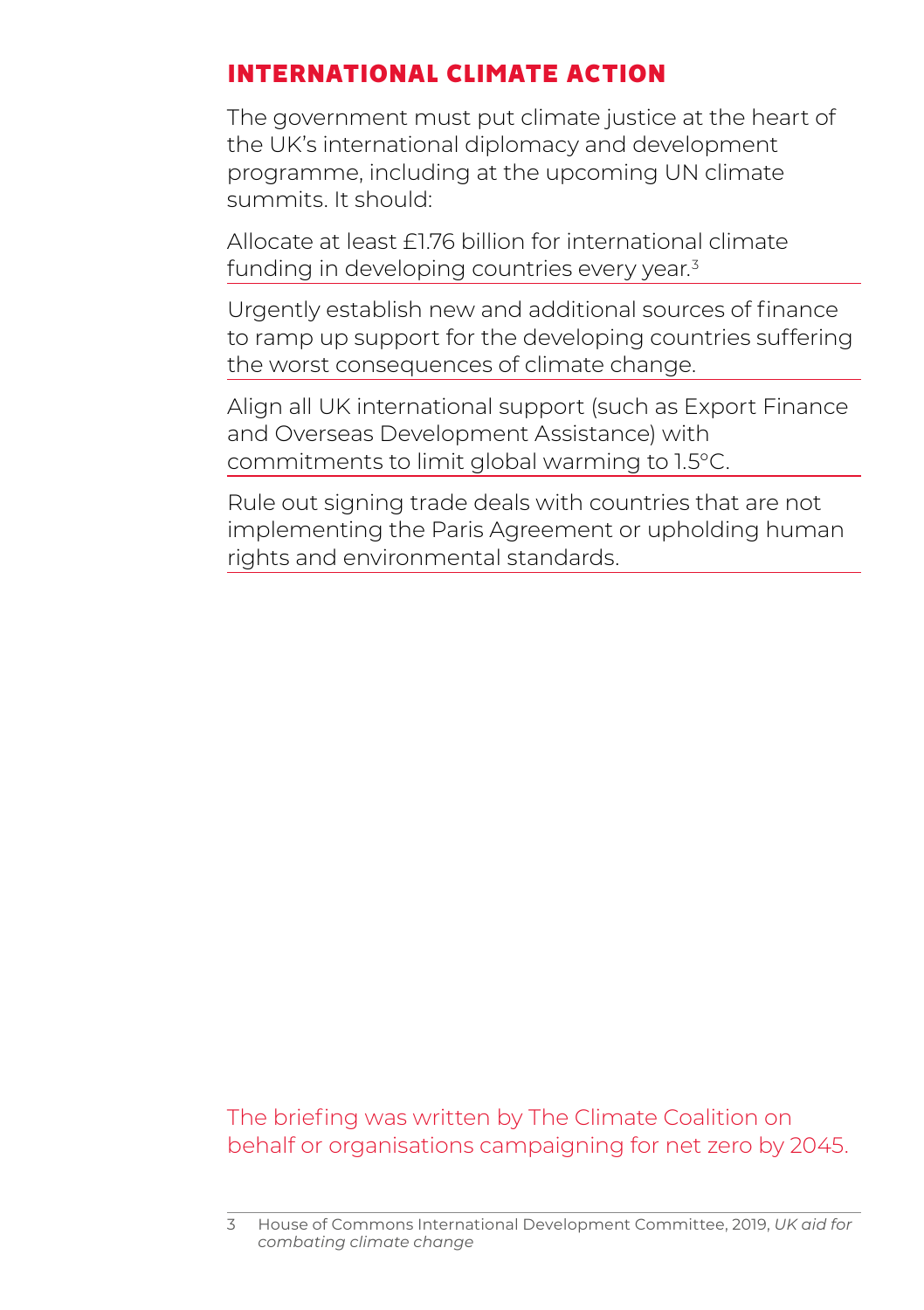## INTERNATIONAL CLIMATE ACTION

The government must put climate justice at the heart of the UK's international diplomacy and development programme, including at the upcoming UN climate summits. It should:

Allocate at least £1.76 billion for international climate funding in developing countries every year.[3]

Urgently establish new and additional sources of finance to ramp up support for the developing countries suffering the worst consequences of climate change.

Align all UK international support (such as Export Finance and Overseas Development Assistance) with commitments to limit global warming to 1.5°C.

Rule out signing trade deals with countries that are not implementing the Paris Agreement or upholding human rights and environmental standards.

The briefing was written by The Climate Coalition on behalf or organisations campaigning for net zero by 2045.

3 House of Commons International Development Committee, 2019, *UK aid for combating climate change*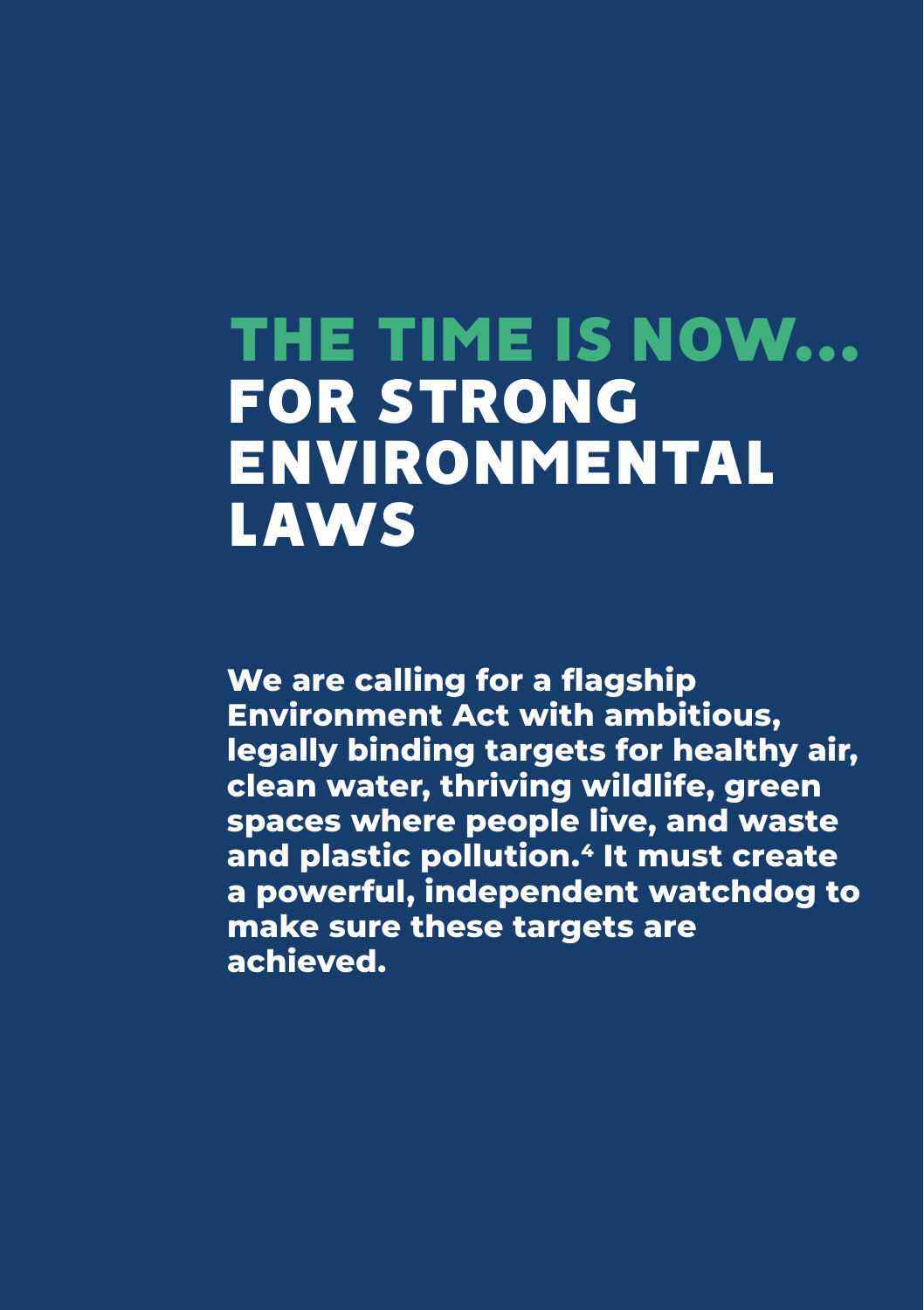# THE TIME IS NOW... FOR STRONG ENVIRONMENTAL LAWS

**We are calling for a flagship Environment Act with ambitious, legally binding targets for healthy air, clean water, thriving wildlife, green spaces where people live, and waste and plastic pollution.[4] It must create a powerful, independent watchdog to make sure these targets are achieved.**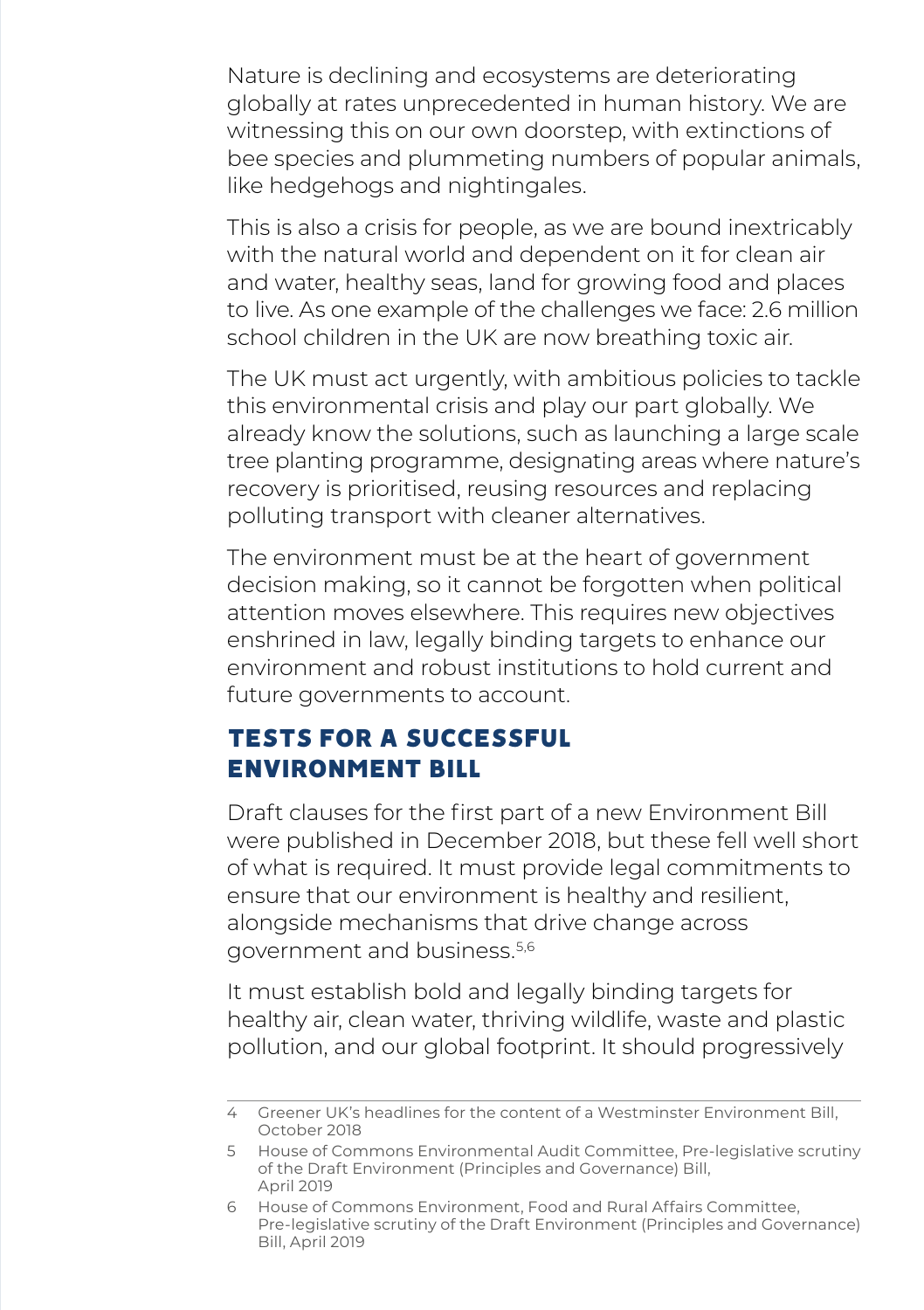Nature is declining and ecosystems are deteriorating globally at rates unprecedented in human history. We are witnessing this on our own doorstep, with extinctions of bee species and plummeting numbers of popular animals, like hedgehogs and nightingales.

This is also a crisis for people, as we are bound inextricably with the natural world and dependent on it for clean air and water, healthy seas, land for growing food and places to live. As one example of the challenges we face: 2.6 million school children in the UK are now breathing toxic air.

The UK must act urgently, with ambitious policies to tackle this environmental crisis and play our part globally. We already know the solutions, such as launching a large scale tree planting programme, designating areas where nature's recovery is prioritised, reusing resources and replacing polluting transport with cleaner alternatives.

The environment must be at the heart of government decision making, so it cannot be forgotten when political attention moves elsewhere. This requires new objectives enshrined in law, legally binding targets to enhance our environment and robust institutions to hold current and future governments to account.

## TESTS FOR A SUCCESSFUL ENVIRONMENT BILL

Draft clauses for the first part of a new Environment Bill were published in December 2018, but these fell well short of what is required. It must provide legal commitments to ensure that our environment is healthy and resilient, alongside mechanisms that drive change across government and business.[5,6]

It must establish bold and legally binding targets for healthy air, clean water, thriving wildlife, waste and plastic pollution, and our global footprint. It should progressively

---

4 Greener UK's headlines for the content of a Westminster Environment Bill, October 2018

5 House of Commons Environmental Audit Committee, Pre-legislative scrutiny of the Draft Environment (Principles and Governance) Bill, April 2019

6 House of Commons Environment, Food and Rural Affairs Committee, Pre-legislative scrutiny of the Draft Environment (Principles and Governance) Bill, April 2019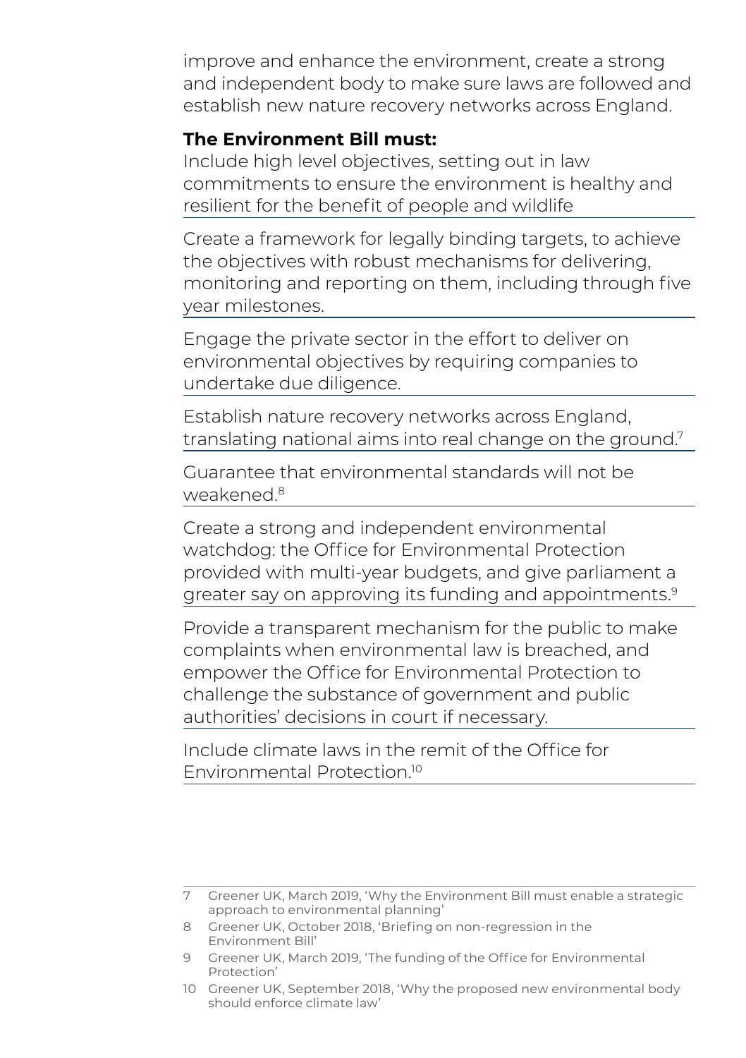improve and enhance the environment, create a strong and independent body to make sure laws are followed and establish new nature recovery networks across England.

**The Environment Bill must:**

Include high level objectives, setting out in law commitments to ensure the environment is healthy and resilient for the benefit of people and wildlife

Create a framework for legally binding targets, to achieve the objectives with robust mechanisms for delivering, monitoring and reporting on them, including through five year milestones.

Engage the private sector in the effort to deliver on environmental objectives by requiring companies to undertake due diligence.

Establish nature recovery networks across England, translating national aims into real change on the ground.[7]

Guarantee that environmental standards will not be weakened.[8]

Create a strong and independent environmental watchdog: the Office for Environmental Protection provided with multi-year budgets, and give parliament a greater say on approving its funding and appointments.[9]

Provide a transparent mechanism for the public to make complaints when environmental law is breached, and empower the Office for Environmental Protection to challenge the substance of government and public authorities' decisions in court if necessary.

Include climate laws in the remit of the Office for Environmental Protection.[10]

---

7 Greener UK, March 2019, 'Why the Environment Bill must enable a strategic approach to environmental planning'

8 Greener UK, October 2018, 'Briefing on non-regression in the Environment Bill'

9 Greener UK, March 2019, 'The funding of the Office for Environmental Protection'

10 Greener UK, September 2018, 'Why the proposed new environmental body should enforce climate law'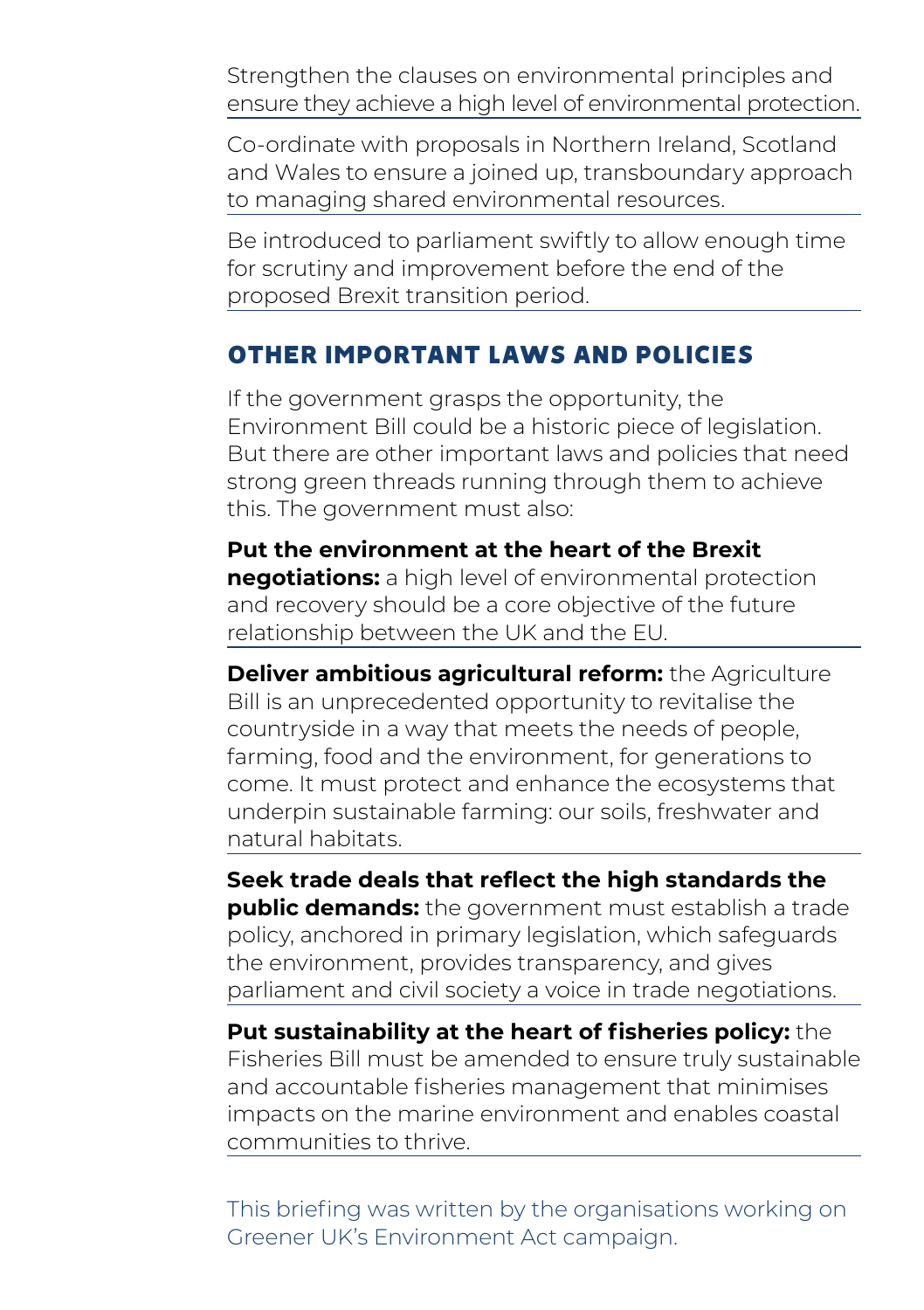Strengthen the clauses on environmental principles and ensure they achieve a high level of environmental protection.

Co-ordinate with proposals in Northern Ireland, Scotland and Wales to ensure a joined up, transboundary approach to managing shared environmental resources.

Be introduced to parliament swiftly to allow enough time for scrutiny and improvement before the end of the proposed Brexit transition period.

## OTHER IMPORTANT LAWS AND POLICIES

If the government grasps the opportunity, the Environment Bill could be a historic piece of legislation. But there are other important laws and policies that need strong green threads running through them to achieve this. The government must also:

**Put the environment at the heart of the Brexit negotiations:** a high level of environmental protection and recovery should be a core objective of the future relationship between the UK and the EU.

**Deliver ambitious agricultural reform:** the Agriculture Bill is an unprecedented opportunity to revitalise the countryside in a way that meets the needs of people, farming, food and the environment, for generations to come. It must protect and enhance the ecosystems that underpin sustainable farming: our soils, freshwater and natural habitats.

**Seek trade deals that reflect the high standards the public demands:** the government must establish a trade policy, anchored in primary legislation, which safeguards the environment, provides transparency, and gives parliament and civil society a voice in trade negotiations.

**Put sustainability at the heart of fisheries policy:** the Fisheries Bill must be amended to ensure truly sustainable and accountable fisheries management that minimises impacts on the marine environment and enables coastal communities to thrive.

This briefing was written by the organisations working on Greener UK's Environment Act campaign.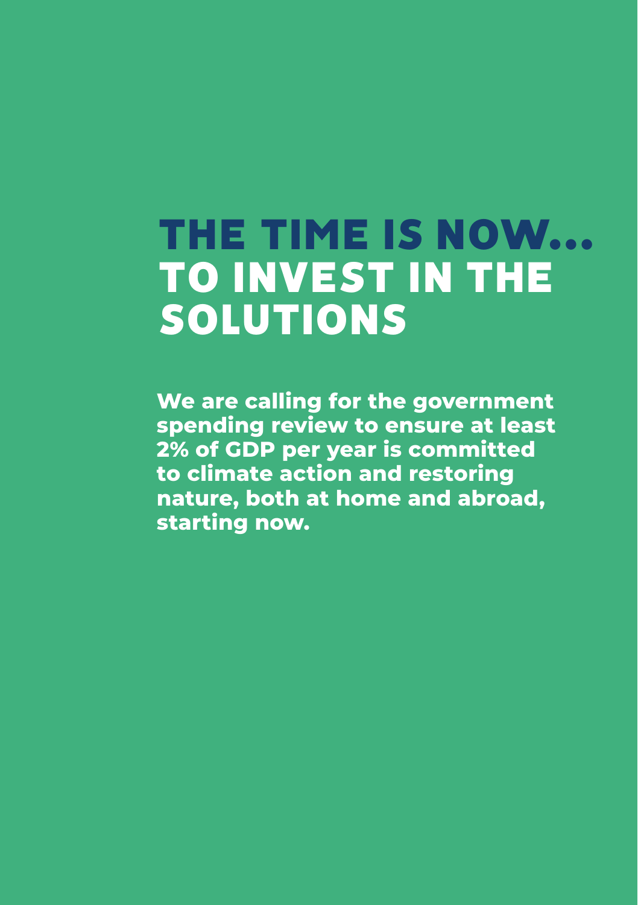# THE TIME IS NOW... TO INVEST IN THE SOLUTIONS

**We are calling for the government spending review to ensure at least 2% of GDP per year is committed to climate action and restoring nature, both at home and abroad, starting now.**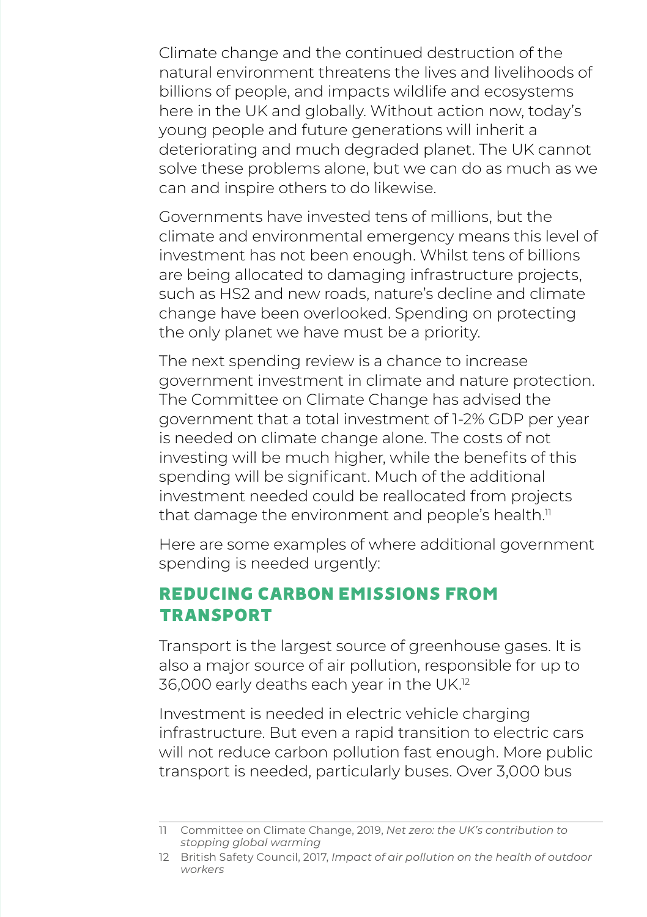Climate change and the continued destruction of the natural environment threatens the lives and livelihoods of billions of people, and impacts wildlife and ecosystems here in the UK and globally. Without action now, today's young people and future generations will inherit a deteriorating and much degraded planet. The UK cannot solve these problems alone, but we can do as much as we can and inspire others to do likewise.

Governments have invested tens of millions, but the climate and environmental emergency means this level of investment has not been enough. Whilst tens of billions are being allocated to damaging infrastructure projects, such as HS2 and new roads, nature's decline and climate change have been overlooked. Spending on protecting the only planet we have must be a priority.

The next spending review is a chance to increase government investment in climate and nature protection. The Committee on Climate Change has advised the government that a total investment of 1-2% GDP per year is needed on climate change alone. The costs of not investing will be much higher, while the benefits of this spending will be significant. Much of the additional investment needed could be reallocated from projects that damage the environment and people's health.[11]

Here are some examples of where additional government spending is needed urgently:

## REDUCING CARBON EMISSIONS FROM TRANSPORT

Transport is the largest source of greenhouse gases. It is also a major source of air pollution, responsible for up to 36,000 early deaths each year in the UK.[12]

Investment is needed in electric vehicle charging infrastructure. But even a rapid transition to electric cars will not reduce carbon pollution fast enough. More public transport is needed, particularly buses. Over 3,000 bus

---

11 Committee on Climate Change, 2019, *Net zero: the UK's contribution to stopping global warming*

12 British Safety Council, 2017, *Impact of air pollution on the health of outdoor workers*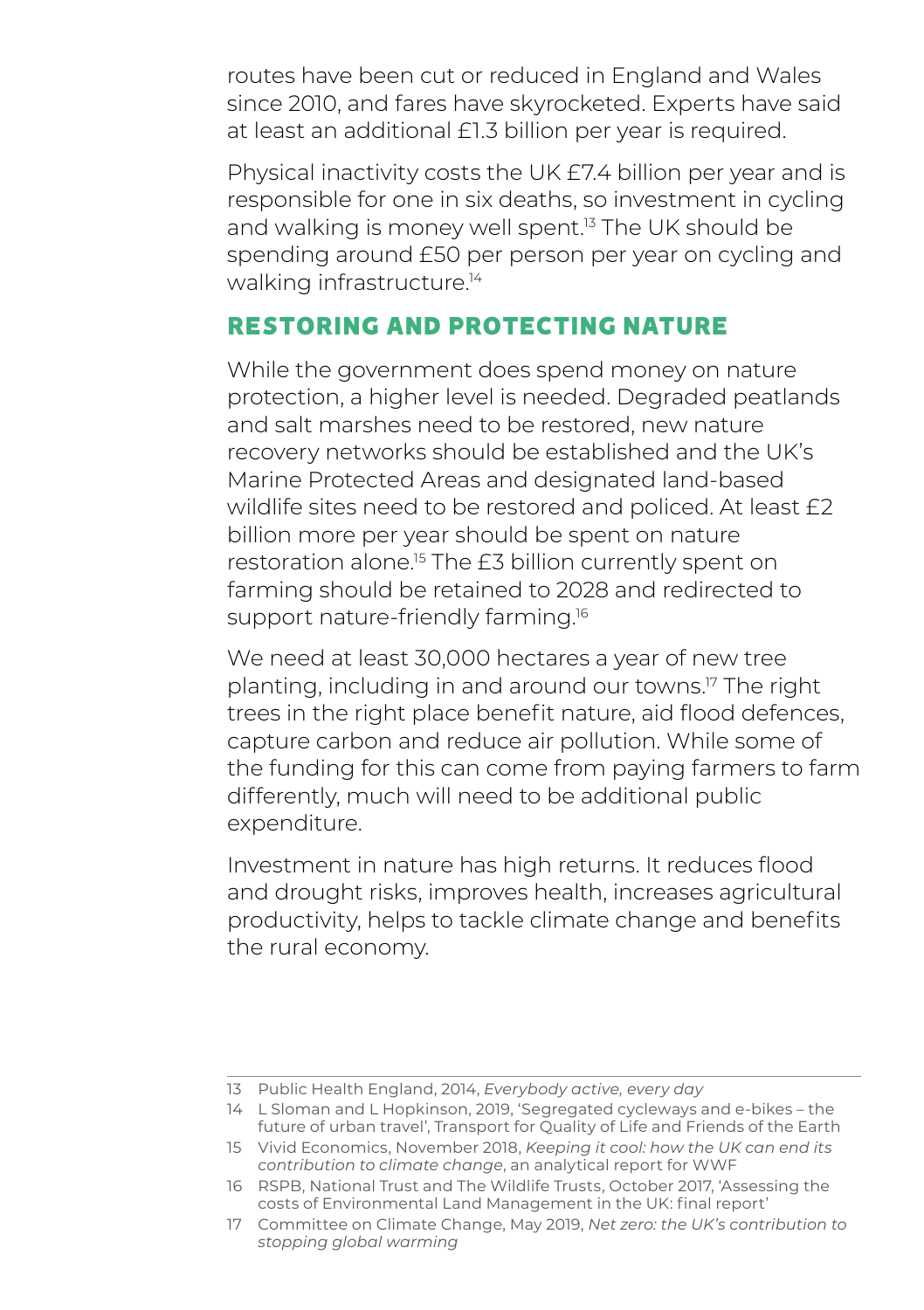routes have been cut or reduced in England and Wales since 2010, and fares have skyrocketed. Experts have said at least an additional £1.3 billion per year is required.

Physical inactivity costs the UK £7.4 billion per year and is responsible for one in six deaths, so investment in cycling and walking is money well spent.[13] The UK should be spending around £50 per person per year on cycling and walking infrastructure.[14]

## RESTORING AND PROTECTING NATURE

While the government does spend money on nature protection, a higher level is needed. Degraded peatlands and salt marshes need to be restored, new nature recovery networks should be established and the UK's Marine Protected Areas and designated land-based wildlife sites need to be restored and policed. At least £2 billion more per year should be spent on nature restoration alone.[15] The £3 billion currently spent on farming should be retained to 2028 and redirected to support nature-friendly farming.[16]

We need at least 30,000 hectares a year of new tree planting, including in and around our towns.[17] The right trees in the right place benefit nature, aid flood defences, capture carbon and reduce air pollution. While some of the funding for this can come from paying farmers to farm differently, much will need to be additional public expenditure.

Investment in nature has high returns. It reduces flood and drought risks, improves health, increases agricultural productivity, helps to tackle climate change and benefits the rural economy.

---

13 Public Health England, 2014, *Everybody active, every day*

14 L Sloman and L Hopkinson, 2019, 'Segregated cycleways and e-bikes – the future of urban travel', Transport for Quality of Life and Friends of the Earth

15 Vivid Economics, November 2018, *Keeping it cool: how the UK can end its contribution to climate change*, an analytical report for WWF

16 RSPB, National Trust and The Wildlife Trusts, October 2017, 'Assessing the costs of Environmental Land Management in the UK: final report'

17 Committee on Climate Change, May 2019, *Net zero: the UK's contribution to stopping global warming*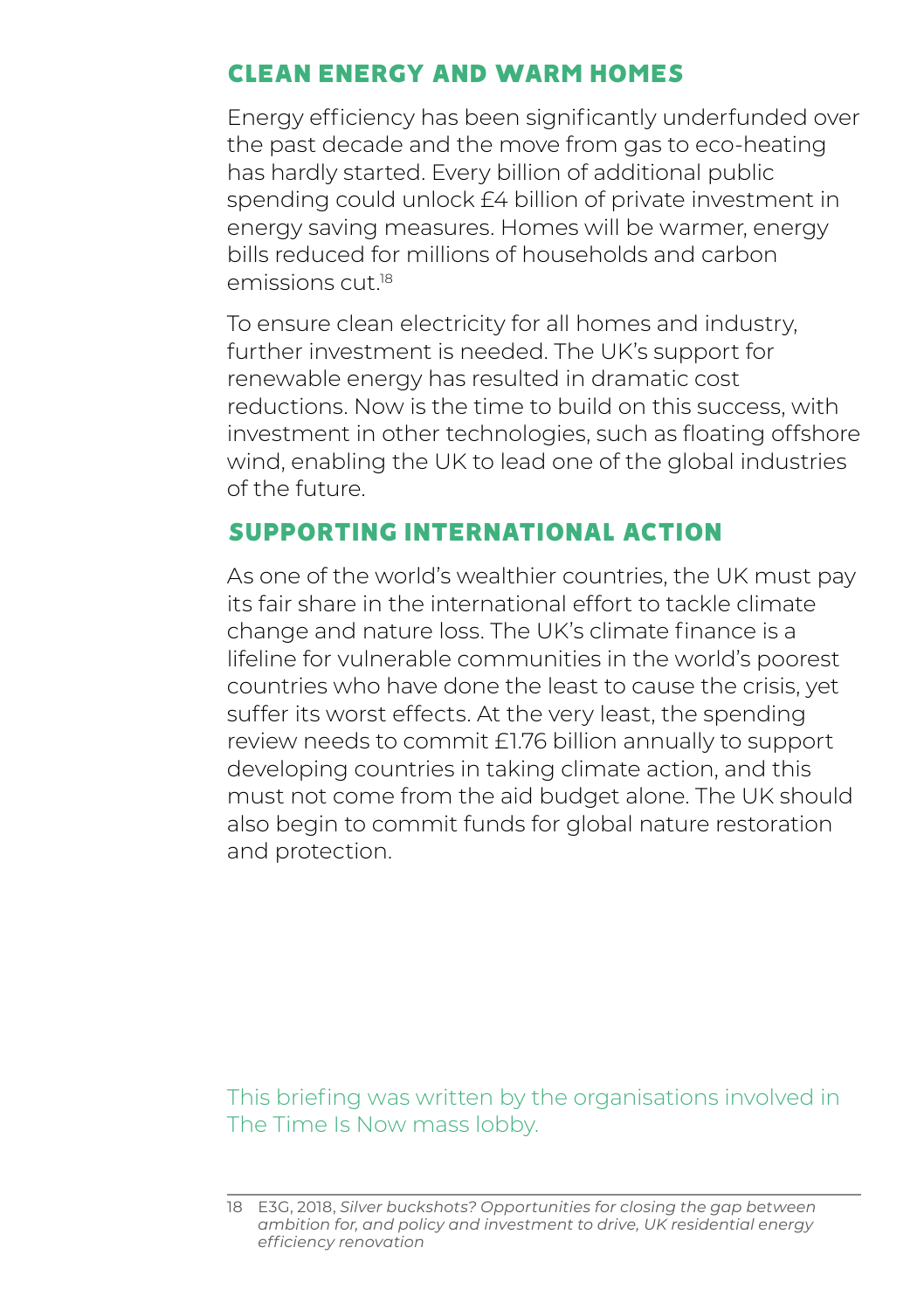## CLEAN ENERGY AND WARM HOMES

Energy efficiency has been significantly underfunded over the past decade and the move from gas to eco-heating has hardly started. Every billion of additional public spending could unlock £4 billion of private investment in energy saving measures. Homes will be warmer, energy bills reduced for millions of households and carbon emissions cut.[18]

To ensure clean electricity for all homes and industry, further investment is needed. The UK's support for renewable energy has resulted in dramatic cost reductions. Now is the time to build on this success, with investment in other technologies, such as floating offshore wind, enabling the UK to lead one of the global industries of the future.

## SUPPORTING INTERNATIONAL ACTION

As one of the world's wealthier countries, the UK must pay its fair share in the international effort to tackle climate change and nature loss. The UK's climate finance is a lifeline for vulnerable communities in the world's poorest countries who have done the least to cause the crisis, yet suffer its worst effects. At the very least, the spending review needs to commit £1.76 billion annually to support developing countries in taking climate action, and this must not come from the aid budget alone. The UK should also begin to commit funds for global nature restoration and protection.

This briefing was written by the organisations involved in The Time Is Now mass lobby.

---

18 E3G, 2018, *Silver buckshots? Opportunities for closing the gap between ambition for, and policy and investment to drive, UK residential energy efficiency renovation*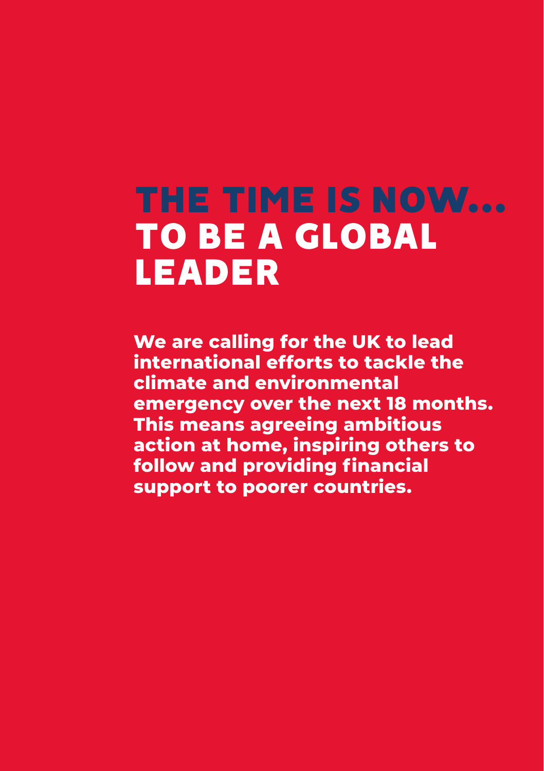# THE TIME IS NOW... TO BE A GLOBAL LEADER

**We are calling for the UK to lead international efforts to tackle the climate and environmental emergency over the next 18 months. This means agreeing ambitious action at home, inspiring others to follow and providing financial support to poorer countries.**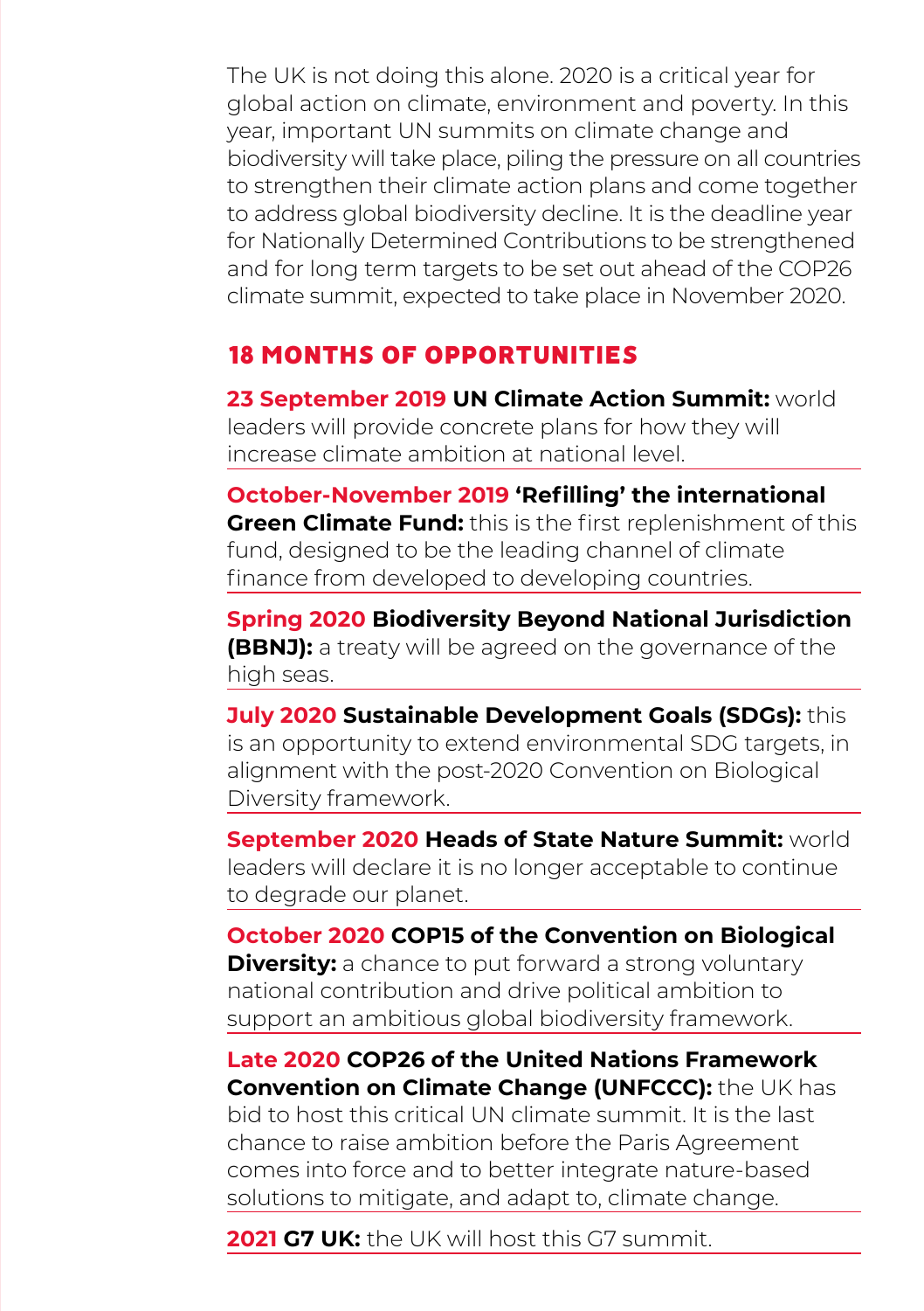The UK is not doing this alone. 2020 is a critical year for global action on climate, environment and poverty. In this year, important UN summits on climate change and biodiversity will take place, piling the pressure on all countries to strengthen their climate action plans and come together to address global biodiversity decline. It is the deadline year for Nationally Determined Contributions to be strengthened and for long term targets to be set out ahead of the COP26 climate summit, expected to take place in November 2020.

## 18 MONTHS OF OPPORTUNITIES

**23 September 2019 UN Climate Action Summit:** world leaders will provide concrete plans for how they will increase climate ambition at national level.

**October-November 2019 'Refilling' the international Green Climate Fund:** this is the first replenishment of this fund, designed to be the leading channel of climate finance from developed to developing countries.

**Spring 2020 Biodiversity Beyond National Jurisdiction (BBNJ):** a treaty will be agreed on the governance of the high seas.

**July 2020 Sustainable Development Goals (SDGs):** this is an opportunity to extend environmental SDG targets, in alignment with the post-2020 Convention on Biological Diversity framework.

**September 2020 Heads of State Nature Summit:** world leaders will declare it is no longer acceptable to continue to degrade our planet.

**October 2020 COP15 of the Convention on Biological Diversity:** a chance to put forward a strong voluntary national contribution and drive political ambition to support an ambitious global biodiversity framework.

**Late 2020 COP26 of the United Nations Framework Convention on Climate Change (UNFCCC):** the UK has bid to host this critical UN climate summit. It is the last chance to raise ambition before the Paris Agreement comes into force and to better integrate nature-based solutions to mitigate, and adapt to, climate change.

**2021 G7 UK:** the UK will host this G7 summit.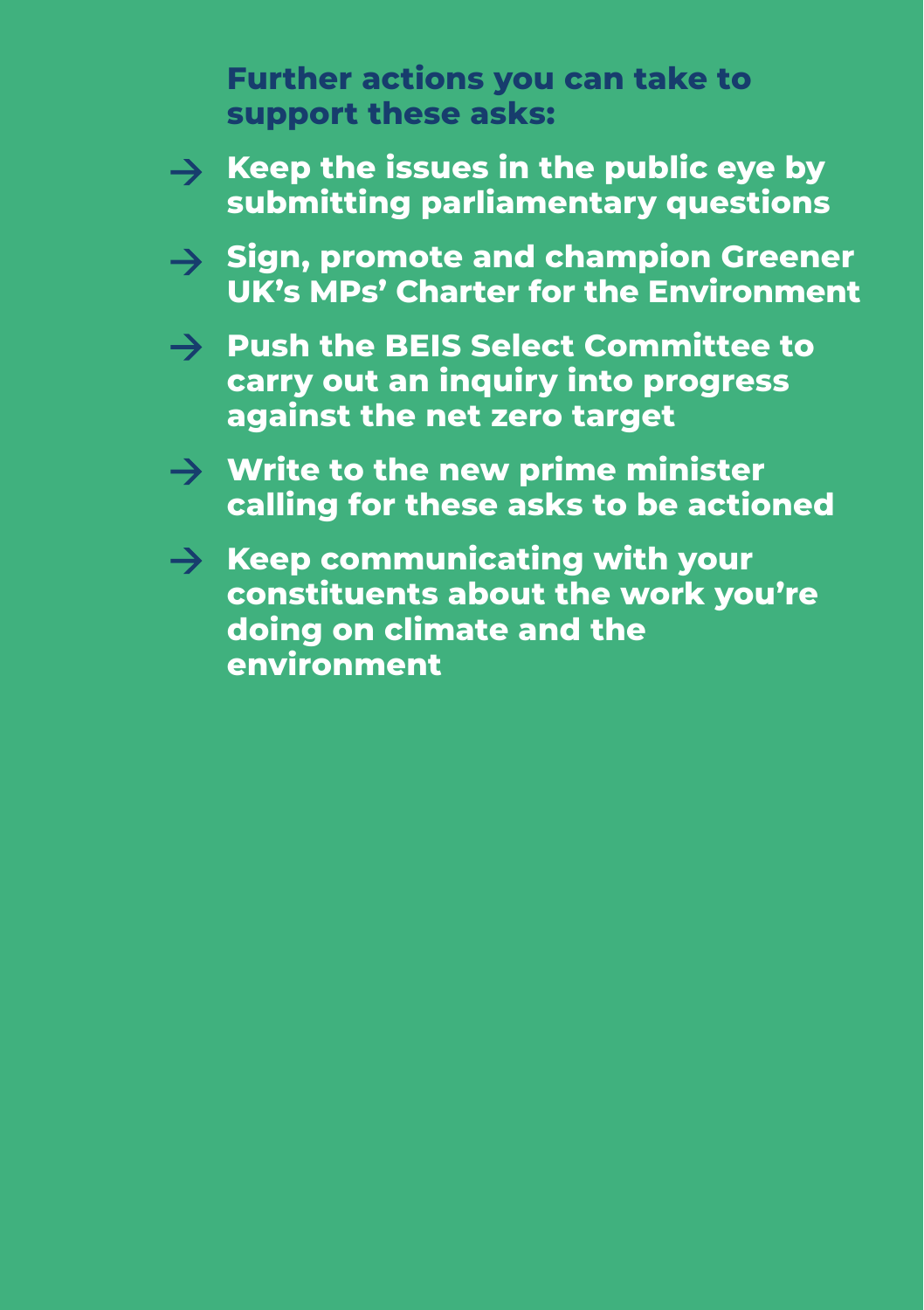**Further actions you can take to support these asks:**

- **Keep the issues in the public eye by submitting parliamentary questions**
- **Sign, promote and champion Greener UK's MPs' Charter for the Environment**
- **Push the BEIS Select Committee to carry out an inquiry into progress against the net zero target**
- **Write to the new prime minister calling for these asks to be actioned**
- **Keep communicating with your constituents about the work you're doing on climate and the environment**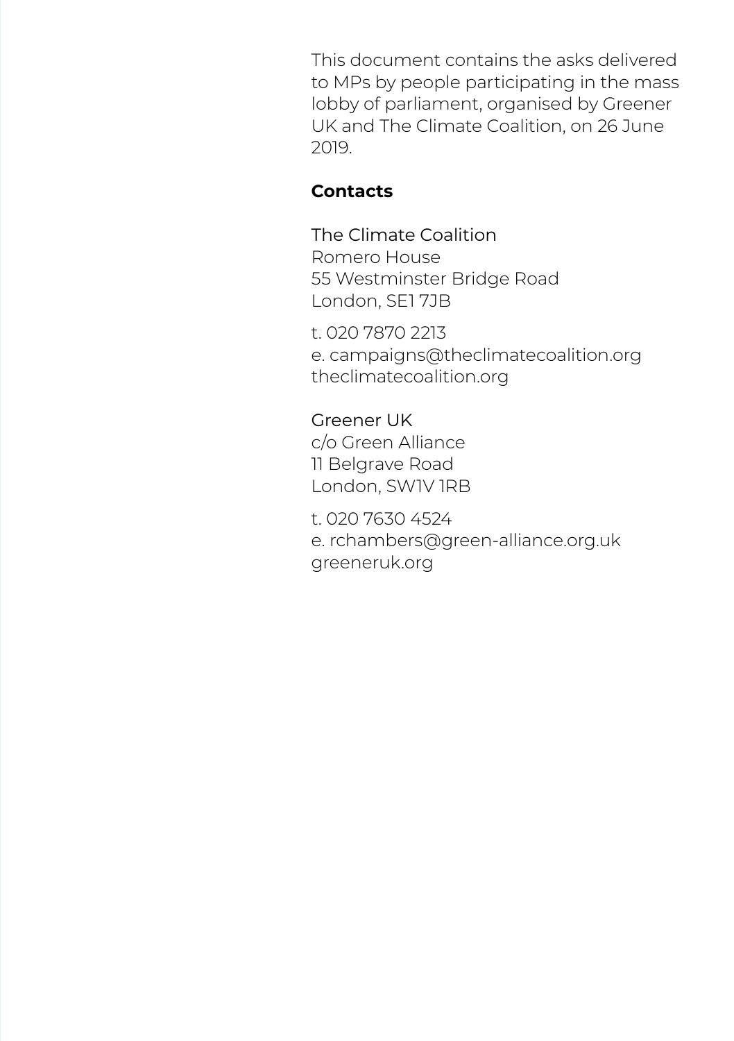This document contains the asks delivered to MPs by people participating in the mass lobby of parliament, organised by Greener UK and The Climate Coalition, on 26 June 2019.

**Contacts**

The Climate Coalition
Romero House
55 Westminster Bridge Road
London, SE1 7JB

t. 020 7870 2213
e. campaigns@theclimatecoalition.org
theclimatecoalition.org

Greener UK
c/o Green Alliance
11 Belgrave Road
London, SW1V 1RB

t. 020 7630 4524
e. rchambers@green-alliance.org.uk
greeneruk.org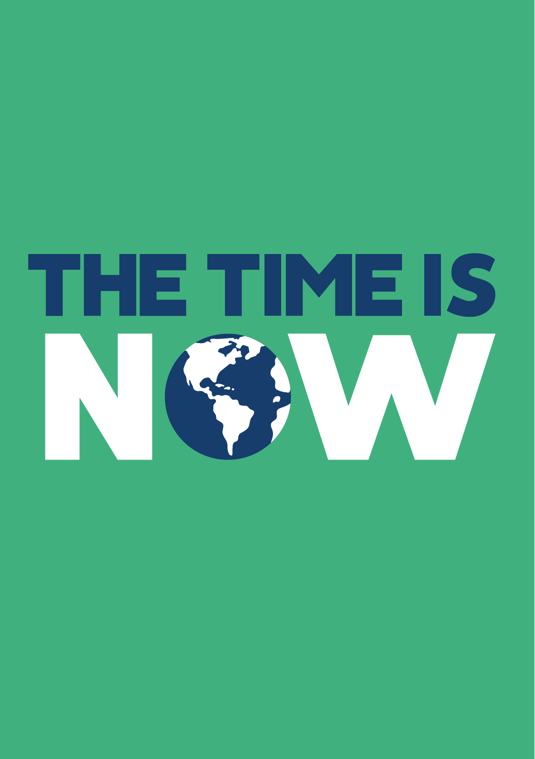# THE TIME IS NOW